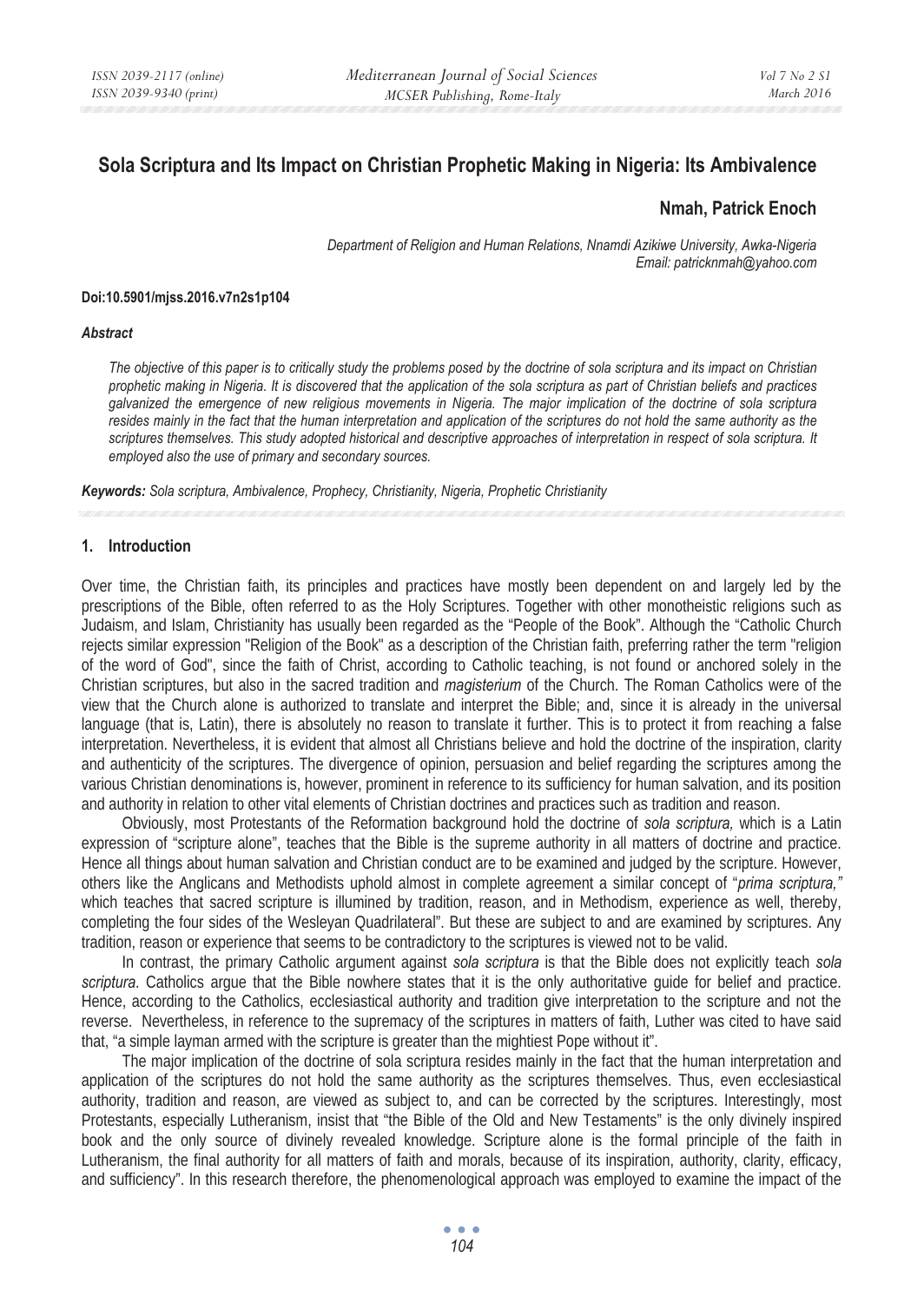# Sola Scriptura and Its Impact on Christian Prophetic Making in Nigeria: Its Ambivalence

**Nmah, Patrick Enoch**

*Department of Religion and Human Relations, Nnamdi Azikiwe University, Awka-Nigeria*
*Email: patricknmah@yahoo.com*

**Doi:10.5901/mjss.2016.v7n2s1p104**

#### *Abstract*

*The objective of this paper is to critically study the problems posed by the doctrine of sola scriptura and its impact on Christian prophetic making in Nigeria. It is discovered that the application of the sola scriptura as part of Christian beliefs and practices galvanized the emergence of new religious movements in Nigeria. The major implication of the doctrine of sola scriptura resides mainly in the fact that the human interpretation and application of the scriptures do not hold the same authority as the scriptures themselves. This study adopted historical and descriptive approaches of interpretation in respect of sola scriptura. It employed also the use of primary and secondary sources.*

***Keywords:*** *Sola scriptura, Ambivalence, Prophecy, Christianity, Nigeria, Prophetic Christianity*

## 1. Introduction

Over time, the Christian faith, its principles and practices have mostly been dependent on and largely led by the prescriptions of the Bible, often referred to as the Holy Scriptures. Together with other monotheistic religions such as Judaism, and Islam, Christianity has usually been regarded as the "People of the Book". Although the "Catholic Church rejects similar expression "Religion of the Book" as a description of the Christian faith, preferring rather the term "religion of the word of God", since the faith of Christ, according to Catholic teaching, is not found or anchored solely in the Christian scriptures, but also in the sacred tradition and *magisterium* of the Church. The Roman Catholics were of the view that the Church alone is authorized to translate and interpret the Bible; and, since it is already in the universal language (that is, Latin), there is absolutely no reason to translate it further. This is to protect it from reaching a false interpretation. Nevertheless, it is evident that almost all Christians believe and hold the doctrine of the inspiration, clarity and authenticity of the scriptures. The divergence of opinion, persuasion and belief regarding the scriptures among the various Christian denominations is, however, prominent in reference to its sufficiency for human salvation, and its position and authority in relation to other vital elements of Christian doctrines and practices such as tradition and reason.

Obviously, most Protestants of the Reformation background hold the doctrine of *sola scriptura,* which is a Latin expression of "scripture alone", teaches that the Bible is the supreme authority in all matters of doctrine and practice. Hence all things about human salvation and Christian conduct are to be examined and judged by the scripture. However, others like the Anglicans and Methodists uphold almost in complete agreement a similar concept of "*prima scriptura,"* which teaches that sacred scripture is illumined by tradition, reason, and in Methodism, experience as well, thereby, completing the four sides of the Wesleyan Quadrilateral". But these are subject to and are examined by scriptures. Any tradition, reason or experience that seems to be contradictory to the scriptures is viewed not to be valid.

In contrast, the primary Catholic argument against *sola scriptura* is that the Bible does not explicitly teach *sola scriptura*. Catholics argue that the Bible nowhere states that it is the only authoritative guide for belief and practice. Hence, according to the Catholics, ecclesiastical authority and tradition give interpretation to the scripture and not the reverse. Nevertheless, in reference to the supremacy of the scriptures in matters of faith, Luther was cited to have said that, "a simple layman armed with the scripture is greater than the mightiest Pope without it".

The major implication of the doctrine of sola scriptura resides mainly in the fact that the human interpretation and application of the scriptures do not hold the same authority as the scriptures themselves. Thus, even ecclesiastical authority, tradition and reason, are viewed as subject to, and can be corrected by the scriptures. Interestingly, most Protestants, especially Lutheranism, insist that "the Bible of the Old and New Testaments" is the only divinely inspired book and the only source of divinely revealed knowledge. Scripture alone is the formal principle of the faith in Lutheranism, the final authority for all matters of faith and morals, because of its inspiration, authority, clarity, efficacy, and sufficiency". In this research therefore, the phenomenological approach was employed to examine the impact of the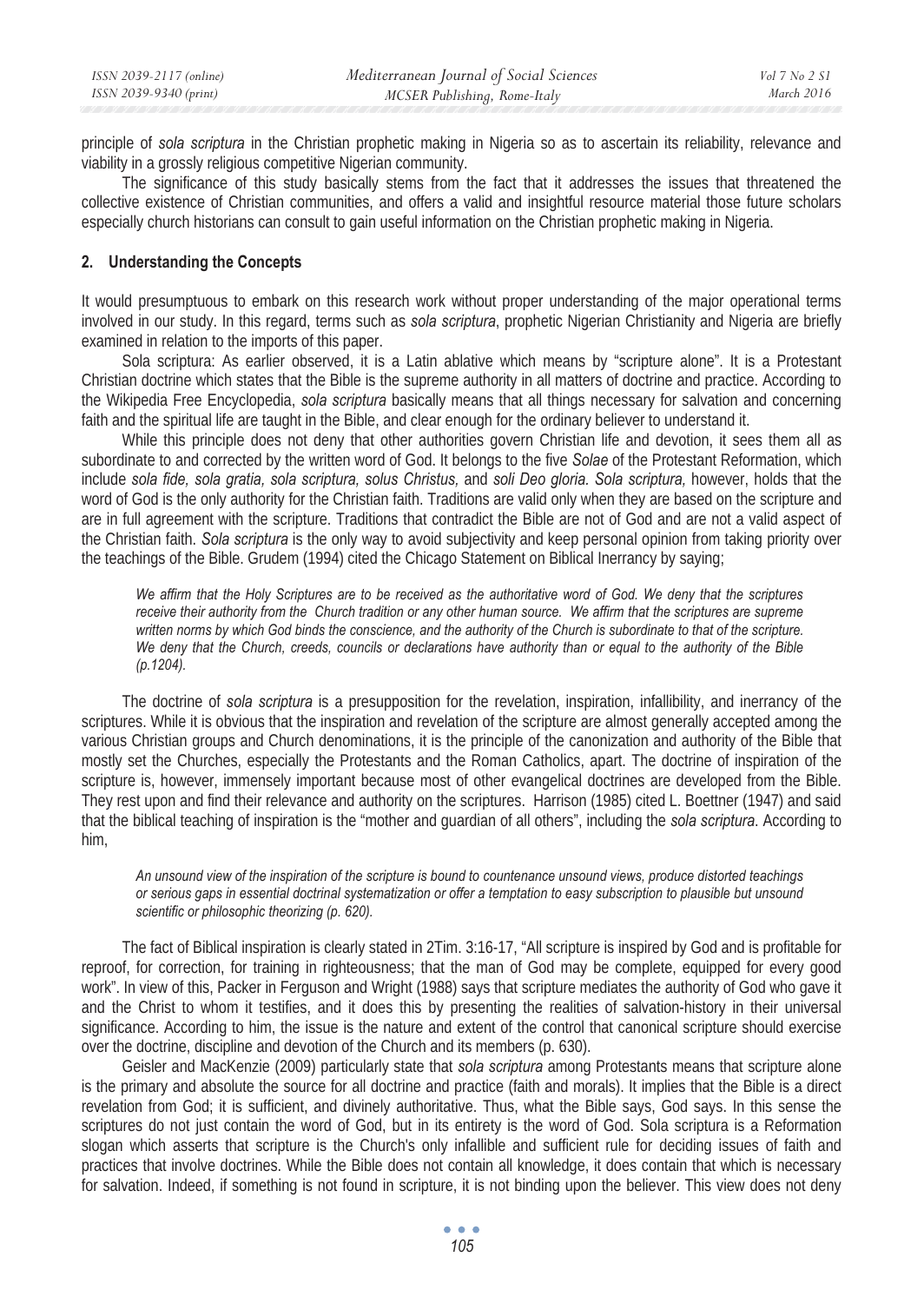principle of *sola scriptura* in the Christian prophetic making in Nigeria so as to ascertain its reliability, relevance and viability in a grossly religious competitive Nigerian community.

The significance of this study basically stems from the fact that it addresses the issues that threatened the collective existence of Christian communities, and offers a valid and insightful resource material those future scholars especially church historians can consult to gain useful information on the Christian prophetic making in Nigeria.

## 2. Understanding the Concepts

It would presumptuous to embark on this research work without proper understanding of the major operational terms involved in our study. In this regard, terms such as *sola scriptura*, prophetic Nigerian Christianity and Nigeria are briefly examined in relation to the imports of this paper.

Sola scriptura: As earlier observed, it is a Latin ablative which means by "scripture alone". It is a Protestant Christian doctrine which states that the Bible is the supreme authority in all matters of doctrine and practice. According to the Wikipedia Free Encyclopedia, *sola scriptura* basically means that all things necessary for salvation and concerning faith and the spiritual life are taught in the Bible, and clear enough for the ordinary believer to understand it.

While this principle does not deny that other authorities govern Christian life and devotion, it sees them all as subordinate to and corrected by the written word of God. It belongs to the five *Solae* of the Protestant Reformation, which include *sola fide, sola gratia, sola scriptura, solus Christus,* and *soli Deo gloria. Sola scriptura,* however, holds that the word of God is the only authority for the Christian faith. Traditions are valid only when they are based on the scripture and are in full agreement with the scripture. Traditions that contradict the Bible are not of God and are not a valid aspect of the Christian faith. *Sola scriptura* is the only way to avoid subjectivity and keep personal opinion from taking priority over the teachings of the Bible. Grudem (1994) cited the Chicago Statement on Biblical Inerrancy by saying;

> *We affirm that the Holy Scriptures are to be received as the authoritative word of God. We deny that the scriptures receive their authority from the Church tradition or any other human source. We affirm that the scriptures are supreme written norms by which God binds the conscience, and the authority of the Church is subordinate to that of the scripture. We deny that the Church, creeds, councils or declarations have authority than or equal to the authority of the Bible (p.1204).*

The doctrine of *sola scriptura* is a presupposition for the revelation, inspiration, infallibility, and inerrancy of the scriptures. While it is obvious that the inspiration and revelation of the scripture are almost generally accepted among the various Christian groups and Church denominations, it is the principle of the canonization and authority of the Bible that mostly set the Churches, especially the Protestants and the Roman Catholics, apart. The doctrine of inspiration of the scripture is, however, immensely important because most of other evangelical doctrines are developed from the Bible. They rest upon and find their relevance and authority on the scriptures. Harrison (1985) cited L. Boettner (1947) and said that the biblical teaching of inspiration is the "mother and guardian of all others", including the *sola scriptura*. According to him,

> *An unsound view of the inspiration of the scripture is bound to countenance unsound views, produce distorted teachings or serious gaps in essential doctrinal systematization or offer a temptation to easy subscription to plausible but unsound scientific or philosophic theorizing (p. 620).*

The fact of Biblical inspiration is clearly stated in 2Tim. 3:16-17, "All scripture is inspired by God and is profitable for reproof, for correction, for training in righteousness; that the man of God may be complete, equipped for every good work". In view of this, Packer in Ferguson and Wright (1988) says that scripture mediates the authority of God who gave it and the Christ to whom it testifies, and it does this by presenting the realities of salvation-history in their universal significance. According to him, the issue is the nature and extent of the control that canonical scripture should exercise over the doctrine, discipline and devotion of the Church and its members (p. 630).

Geisler and MacKenzie (2009) particularly state that *sola scriptura* among Protestants means that scripture alone is the primary and absolute the source for all doctrine and practice (faith and morals). It implies that the Bible is a direct revelation from God; it is sufficient, and divinely authoritative. Thus, what the Bible says, God says. In this sense the scriptures do not just contain the word of God, but in its entirety is the word of God. Sola scriptura is a Reformation slogan which asserts that scripture is the Church's only infallible and sufficient rule for deciding issues of faith and practices that involve doctrines. While the Bible does not contain all knowledge, it does contain that which is necessary for salvation. Indeed, if something is not found in scripture, it is not binding upon the believer. This view does not deny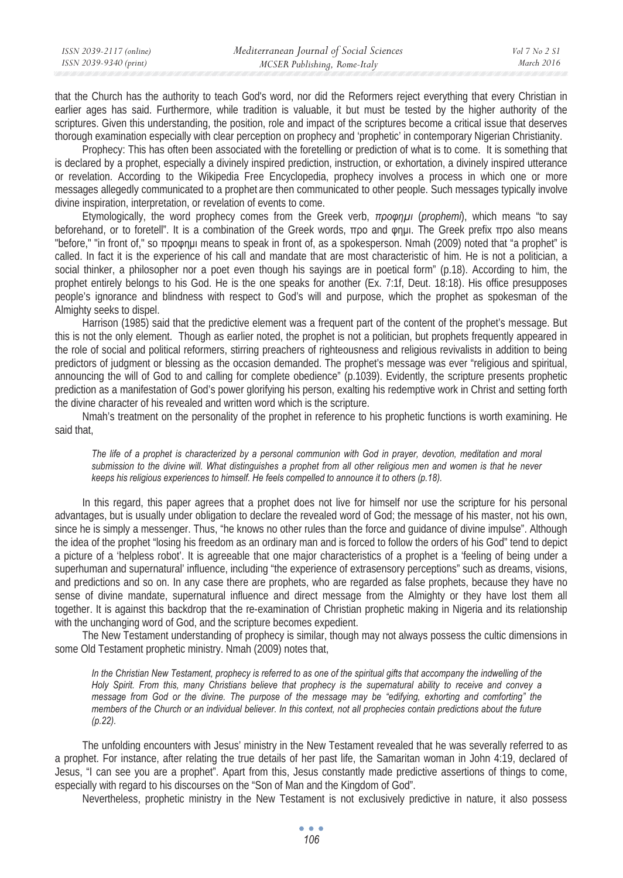that the Church has the authority to teach God's word, nor did the Reformers reject everything that every Christian in earlier ages has said. Furthermore, while tradition is valuable, it but must be tested by the higher authority of the scriptures. Given this understanding, the position, role and impact of the scriptures become a critical issue that deserves thorough examination especially with clear perception on prophecy and 'prophetic' in contemporary Nigerian Christianity.

Prophecy: This has often been associated with the foretelling or prediction of what is to come. It is something that is declared by a prophet, especially a divinely inspired prediction, instruction, or exhortation, a divinely inspired utterance or revelation. According to the Wikipedia Free Encyclopedia, prophecy involves a process in which one or more messages allegedly communicated to a prophet are then communicated to other people. Such messages typically involve divine inspiration, interpretation, or revelation of events to come.

Etymologically, the word prophecy comes from the Greek verb, *προφημι* (*prophemi*), which means "to say beforehand, or to foretell". It is a combination of the Greek words, προ and φημι. The Greek prefix προ also means "before," "in front of," so προφημι means to speak in front of, as a spokesperson. Nmah (2009) noted that "a prophet" is called. In fact it is the experience of his call and mandate that are most characteristic of him. He is not a politician, a social thinker, a philosopher nor a poet even though his sayings are in poetical form" (p.18). According to him, the prophet entirely belongs to his God. He is the one speaks for another (Ex. 7:1f, Deut. 18:18). His office presupposes people's ignorance and blindness with respect to God's will and purpose, which the prophet as spokesman of the Almighty seeks to dispel.

Harrison (1985) said that the predictive element was a frequent part of the content of the prophet's message. But this is not the only element. Though as earlier noted, the prophet is not a politician, but prophets frequently appeared in the role of social and political reformers, stirring preachers of righteousness and religious revivalists in addition to being predictors of judgment or blessing as the occasion demanded. The prophet's message was ever "religious and spiritual, announcing the will of God to and calling for complete obedience" (p.1039). Evidently, the scripture presents prophetic prediction as a manifestation of God's power glorifying his person, exalting his redemptive work in Christ and setting forth the divine character of his revealed and written word which is the scripture.

Nmah's treatment on the personality of the prophet in reference to his prophetic functions is worth examining. He said that,

> *The life of a prophet is characterized by a personal communion with God in prayer, devotion, meditation and moral submission to the divine will. What distinguishes a prophet from all other religious men and women is that he never keeps his religious experiences to himself. He feels compelled to announce it to others (p.18).*

In this regard, this paper agrees that a prophet does not live for himself nor use the scripture for his personal advantages, but is usually under obligation to declare the revealed word of God; the message of his master, not his own, since he is simply a messenger. Thus, "he knows no other rules than the force and guidance of divine impulse". Although the idea of the prophet "losing his freedom as an ordinary man and is forced to follow the orders of his God" tend to depict a picture of a 'helpless robot'. It is agreeable that one major characteristics of a prophet is a 'feeling of being under a superhuman and supernatural' influence, including "the experience of extrasensory perceptions" such as dreams, visions, and predictions and so on. In any case there are prophets, who are regarded as false prophets, because they have no sense of divine mandate, supernatural influence and direct message from the Almighty or they have lost them all together. It is against this backdrop that the re-examination of Christian prophetic making in Nigeria and its relationship with the unchanging word of God, and the scripture becomes expedient.

The New Testament understanding of prophecy is similar, though may not always possess the cultic dimensions in some Old Testament prophetic ministry. Nmah (2009) notes that,

> *In the Christian New Testament, prophecy is referred to as one of the spiritual gifts that accompany the indwelling of the Holy Spirit. From this, many Christians believe that prophecy is the supernatural ability to receive and convey a message from God or the divine. The purpose of the message may be "edifying, exhorting and comforting" the members of the Church or an individual believer. In this context, not all prophecies contain predictions about the future (p.22).*

The unfolding encounters with Jesus' ministry in the New Testament revealed that he was severally referred to as a prophet. For instance, after relating the true details of her past life, the Samaritan woman in John 4:19, declared of Jesus, "I can see you are a prophet". Apart from this, Jesus constantly made predictive assertions of things to come, especially with regard to his discourses on the "Son of Man and the Kingdom of God".

Nevertheless, prophetic ministry in the New Testament is not exclusively predictive in nature, it also possess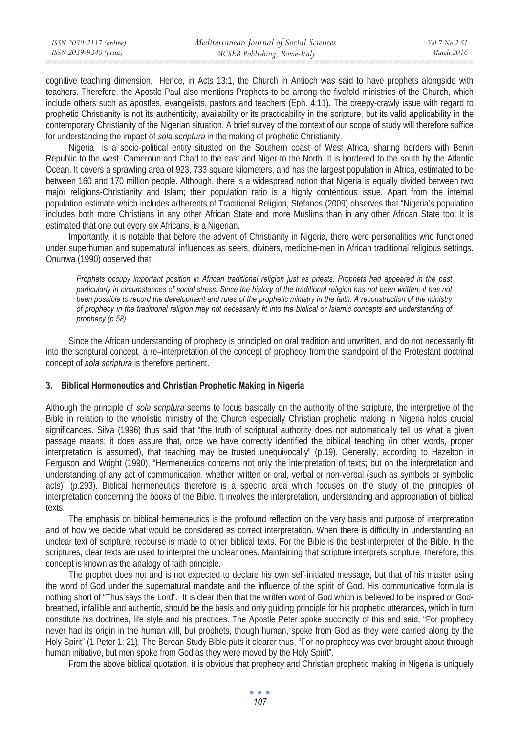cognitive teaching dimension. Hence, in Acts 13:1, the Church in Antioch was said to have prophets alongside with teachers. Therefore, the Apostle Paul also mentions Prophets to be among the fivefold ministries of the Church, which include others such as apostles, evangelists, pastors and teachers (Eph. 4:11). The creepy-crawly issue with regard to prophetic Christianity is not its authenticity, availability or its practicability in the scripture, but its valid applicability in the contemporary Christianity of the Nigerian situation. A brief survey of the context of our scope of study will therefore suffice for understanding the impact of *sola scriptura* in the making of prophetic Christianity.

Nigeria is a socio-political entity situated on the Southern coast of West Africa, sharing borders with Benin Republic to the west, Cameroun and Chad to the east and Niger to the North. It is bordered to the south by the Atlantic Ocean. It covers a sprawling area of 923, 733 square kilometers, and has the largest population in Africa, estimated to be between 160 and 170 million people. Although, there is a widespread notion that Nigeria is equally divided between two major religions-Christianity and Islam; their population ratio is a highly contentious issue. Apart from the internal population estimate which includes adherents of Traditional Religion, Stefanos (2009) observes that "Nigeria's population includes both more Christians in any other African State and more Muslims than in any other African State too. It is estimated that one out every six Africans, is a Nigerian.

Importantly, it is notable that before the advent of Christianity in Nigeria, there were personalities who functioned under superhuman and supernatural influences as seers, diviners, medicine-men in African traditional religious settings. Onunwa (1990) observed that,

> *Prophets occupy important position in African traditional religion just as priests. Prophets had appeared in the past particularly in circumstances of social stress. Since the history of the traditional religion has not been written, it has not been possible to record the development and rules of the prophetic ministry in the faith. A reconstruction of the ministry of prophecy in the traditional religion may not necessarily fit into the biblical or Islamic concepts and understanding of prophecy (p.58).*

Since the African understanding of prophecy is principled on oral tradition and unwritten, and do not necessarily fit into the scriptural concept, a re–interpretation of the concept of prophecy from the standpoint of the Protestant doctrinal concept of *sola scriptura* is therefore pertinent.

## 3. Biblical Hermeneutics and Christian Prophetic Making in Nigeria

Although the principle of *sola scriptura* seems to focus basically on the authority of the scripture, the interpretive of the Bible in relation to the wholistic ministry of the Church especially Christian prophetic making in Nigeria holds crucial significances. Silva (1996) thus said that "the truth of scriptural authority does not automatically tell us what a given passage means; it does assure that, once we have correctly identified the biblical teaching (in other words, proper interpretation is assumed), that teaching may be trusted unequivocally" (p.19). Generally, according to Hazelton in Ferguson and Wright (1990), "Hermeneutics concerns not only the interpretation of texts; but on the interpretation and understanding of any act of communication, whether written or oral, verbal or non-verbal (such as symbols or symbolic acts)" (p.293). Biblical hermeneutics therefore is a specific area which focuses on the study of the principles of interpretation concerning the books of the Bible. It involves the interpretation, understanding and appropriation of biblical texts.

The emphasis on biblical hermeneutics is the profound reflection on the very basis and purpose of interpretation and of how we decide what would be considered as correct interpretation. When there is difficulty in understanding an unclear text of scripture, recourse is made to other biblical texts. For the Bible is the best interpreter of the Bible. In the scriptures, clear texts are used to interpret the unclear ones. Maintaining that scripture interprets scripture, therefore, this concept is known as the analogy of faith principle.

The prophet does not and is not expected to declare his own self-initiated message, but that of his master using the word of God under the supernatural mandate and the influence of the spirit of God. His communicative formula is nothing short of "Thus says the Lord". It is clear then that the written word of God which is believed to be inspired or God-breathed, infallible and authentic, should be the basis and only guiding principle for his prophetic utterances, which in turn constitute his doctrines, life style and his practices. The Apostle Peter spoke succinctly of this and said, "For prophecy never had its origin in the human will, but prophets, though human, spoke from God as they were carried along by the Holy Spirit" (1 Peter 1: 21). The Berean Study Bible puts it clearer thus, "For no prophecy was ever brought about through human initiative, but men spoke from God as they were moved by the Holy Spirit".

From the above biblical quotation, it is obvious that prophecy and Christian prophetic making in Nigeria is uniquely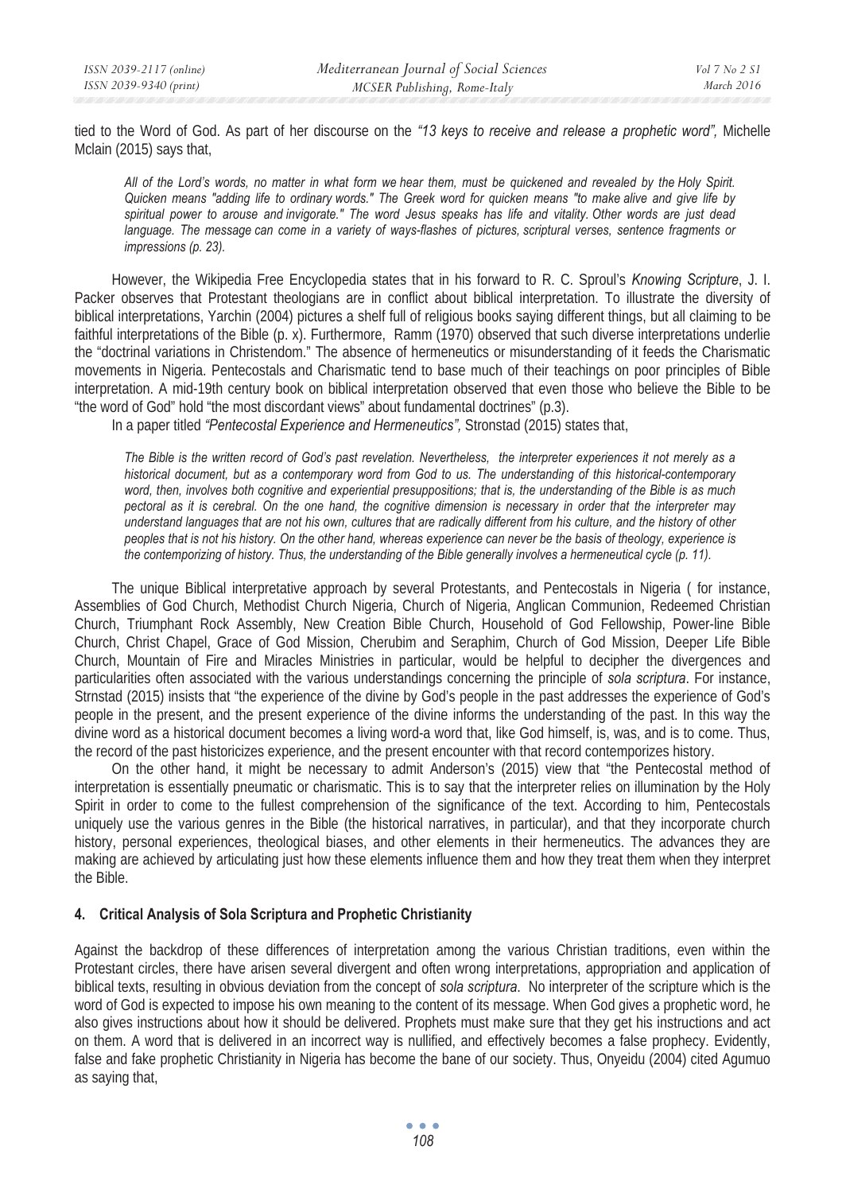tied to the Word of God. As part of her discourse on the *"13 keys to receive and release a prophetic word"*, Michelle Mclain (2015) says that,

> *All of the Lord's words, no matter in what form we hear them, must be quickened and revealed by the Holy Spirit. Quicken means "adding life to ordinary words." The Greek word for quicken means "to make alive and give life by spiritual power to arouse and invigorate." The word Jesus speaks has life and vitality. Other words are just dead language. The message can come in a variety of ways-flashes of pictures, scriptural verses, sentence fragments or impressions (p. 23).*

However, the Wikipedia Free Encyclopedia states that in his forward to R. C. Sproul's *Knowing Scripture*, J. I. Packer observes that Protestant theologians are in conflict about biblical interpretation. To illustrate the diversity of biblical interpretations, Yarchin (2004) pictures a shelf full of religious books saying different things, but all claiming to be faithful interpretations of the Bible (p. x). Furthermore, Ramm (1970) observed that such diverse interpretations underlie the "doctrinal variations in Christendom." The absence of hermeneutics or misunderstanding of it feeds the Charismatic movements in Nigeria. Pentecostals and Charismatic tend to base much of their teachings on poor principles of Bible interpretation. A mid-19th century book on biblical interpretation observed that even those who believe the Bible to be "the word of God" hold "the most discordant views" about fundamental doctrines" (p.3).

In a paper titled *"Pentecostal Experience and Hermeneutics"*, Stronstad (2015) states that,

> *The Bible is the written record of God's past revelation. Nevertheless, the interpreter experiences it not merely as a historical document, but as a contemporary word from God to us. The understanding of this historical-contemporary word, then, involves both cognitive and experiential presuppositions; that is, the understanding of the Bible is as much pectoral as it is cerebral. On the one hand, the cognitive dimension is necessary in order that the interpreter may understand languages that are not his own, cultures that are radically different from his culture, and the history of other peoples that is not his history. On the other hand, whereas experience can never be the basis of theology, experience is the contemporizing of history. Thus, the understanding of the Bible generally involves a hermeneutical cycle (p. 11).*

The unique Biblical interpretative approach by several Protestants, and Pentecostals in Nigeria ( for instance, Assemblies of God Church, Methodist Church Nigeria, Church of Nigeria, Anglican Communion, Redeemed Christian Church, Triumphant Rock Assembly, New Creation Bible Church, Household of God Fellowship, Power-line Bible Church, Christ Chapel, Grace of God Mission, Cherubim and Seraphim, Church of God Mission, Deeper Life Bible Church, Mountain of Fire and Miracles Ministries in particular, would be helpful to decipher the divergences and particularities often associated with the various understandings concerning the principle of *sola scriptura*. For instance, Strnstad (2015) insists that "the experience of the divine by God's people in the past addresses the experience of God's people in the present, and the present experience of the divine informs the understanding of the past. In this way the divine word as a historical document becomes a living word-a word that, like God himself, is, was, and is to come. Thus, the record of the past historicizes experience, and the present encounter with that record contemporizes history.

On the other hand, it might be necessary to admit Anderson's (2015) view that "the Pentecostal method of interpretation is essentially pneumatic or charismatic. This is to say that the interpreter relies on illumination by the Holy Spirit in order to come to the fullest comprehension of the significance of the text. According to him, Pentecostals uniquely use the various genres in the Bible (the historical narratives, in particular), and that they incorporate church history, personal experiences, theological biases, and other elements in their hermeneutics. The advances they are making are achieved by articulating just how these elements influence them and how they treat them when they interpret the Bible.

## 4. Critical Analysis of Sola Scriptura and Prophetic Christianity

Against the backdrop of these differences of interpretation among the various Christian traditions, even within the Protestant circles, there have arisen several divergent and often wrong interpretations, appropriation and application of biblical texts, resulting in obvious deviation from the concept of *sola scriptura*. No interpreter of the scripture which is the word of God is expected to impose his own meaning to the content of its message. When God gives a prophetic word, he also gives instructions about how it should be delivered. Prophets must make sure that they get his instructions and act on them. A word that is delivered in an incorrect way is nullified, and effectively becomes a false prophecy. Evidently, false and fake prophetic Christianity in Nigeria has become the bane of our society. Thus, Onyeidu (2004) cited Agumuo as saying that,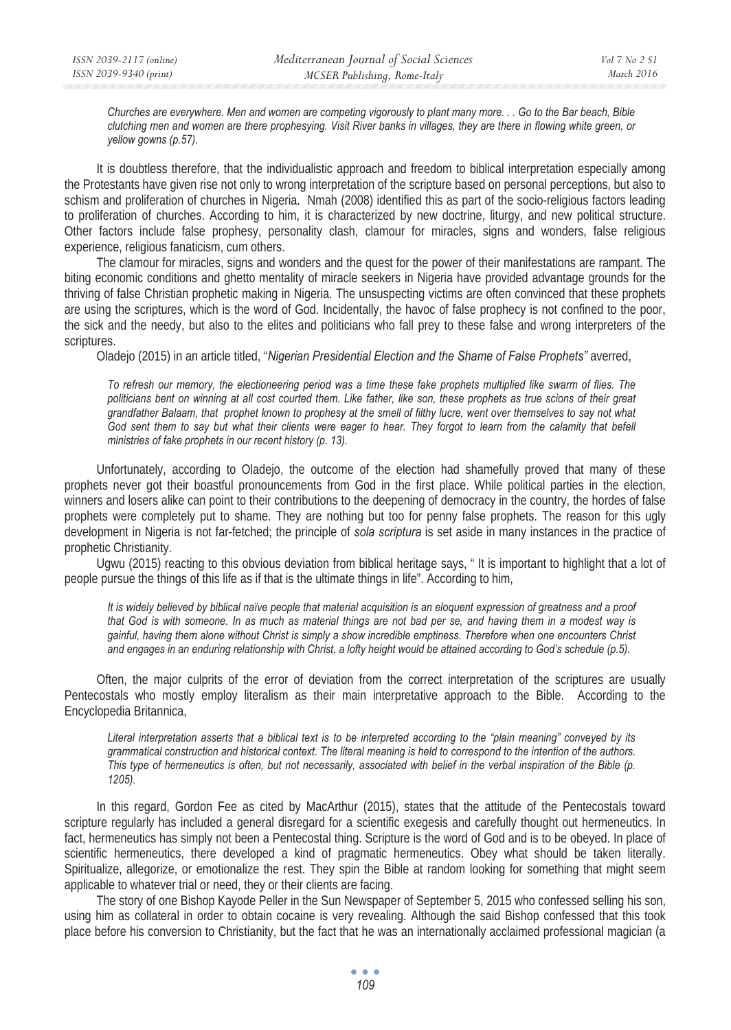> *Churches are everywhere. Men and women are competing vigorously to plant many more. . . Go to the Bar beach, Bible clutching men and women are there prophesying. Visit River banks in villages, they are there in flowing white green, or yellow gowns (p.57).*

It is doubtless therefore, that the individualistic approach and freedom to biblical interpretation especially among the Protestants have given rise not only to wrong interpretation of the scripture based on personal perceptions, but also to schism and proliferation of churches in Nigeria. Nmah (2008) identified this as part of the socio-religious factors leading to proliferation of churches. According to him, it is characterized by new doctrine, liturgy, and new political structure. Other factors include false prophesy, personality clash, clamour for miracles, signs and wonders, false religious experience, religious fanaticism, cum others.

The clamour for miracles, signs and wonders and the quest for the power of their manifestations are rampant. The biting economic conditions and ghetto mentality of miracle seekers in Nigeria have provided advantage grounds for the thriving of false Christian prophetic making in Nigeria. The unsuspecting victims are often convinced that these prophets are using the scriptures, which is the word of God. Incidentally, the havoc of false prophecy is not confined to the poor, the sick and the needy, but also to the elites and politicians who fall prey to these false and wrong interpreters of the scriptures.

Oladejo (2015) in an article titled, "*Nigerian Presidential Election and the Shame of False Prophets"* averred,

> *To refresh our memory, the electioneering period was a time these fake prophets multiplied like swarm of flies. The politicians bent on winning at all cost courted them. Like father, like son, these prophets as true scions of their great grandfather Balaam, that prophet known to prophesy at the smell of filthy lucre, went over themselves to say not what God sent them to say but what their clients were eager to hear. They forgot to learn from the calamity that befell ministries of fake prophets in our recent history (p. 13).*

Unfortunately, according to Oladejo, the outcome of the election had shamefully proved that many of these prophets never got their boastful pronouncements from God in the first place. While political parties in the election, winners and losers alike can point to their contributions to the deepening of democracy in the country, the hordes of false prophets were completely put to shame. They are nothing but too for penny false prophets. The reason for this ugly development in Nigeria is not far-fetched; the principle of *sola scriptura* is set aside in many instances in the practice of prophetic Christianity.

Ugwu (2015) reacting to this obvious deviation from biblical heritage says, " It is important to highlight that a lot of people pursue the things of this life as if that is the ultimate things in life". According to him,

> *It is widely believed by biblical naïve people that material acquisition is an eloquent expression of greatness and a proof that God is with someone. In as much as material things are not bad per se, and having them in a modest way is gainful, having them alone without Christ is simply a show incredible emptiness. Therefore when one encounters Christ and engages in an enduring relationship with Christ, a lofty height would be attained according to God's schedule (p.5).*

Often, the major culprits of the error of deviation from the correct interpretation of the scriptures are usually Pentecostals who mostly employ literalism as their main interpretative approach to the Bible. According to the Encyclopedia Britannica,

> *Literal interpretation asserts that a biblical text is to be interpreted according to the "plain meaning" conveyed by its grammatical construction and historical context. The literal meaning is held to correspond to the intention of the authors. This type of hermeneutics is often, but not necessarily, associated with belief in the verbal inspiration of the Bible (p. 1205).*

In this regard, Gordon Fee as cited by MacArthur (2015), states that the attitude of the Pentecostals toward scripture regularly has included a general disregard for a scientific exegesis and carefully thought out hermeneutics. In fact, hermeneutics has simply not been a Pentecostal thing. Scripture is the word of God and is to be obeyed. In place of scientific hermeneutics, there developed a kind of pragmatic hermeneutics. Obey what should be taken literally. Spiritualize, allegorize, or emotionalize the rest. They spin the Bible at random looking for something that might seem applicable to whatever trial or need, they or their clients are facing.

The story of one Bishop Kayode Peller in the Sun Newspaper of September 5, 2015 who confessed selling his son, using him as collateral in order to obtain cocaine is very revealing. Although the said Bishop confessed that this took place before his conversion to Christianity, but the fact that he was an internationally acclaimed professional magician (a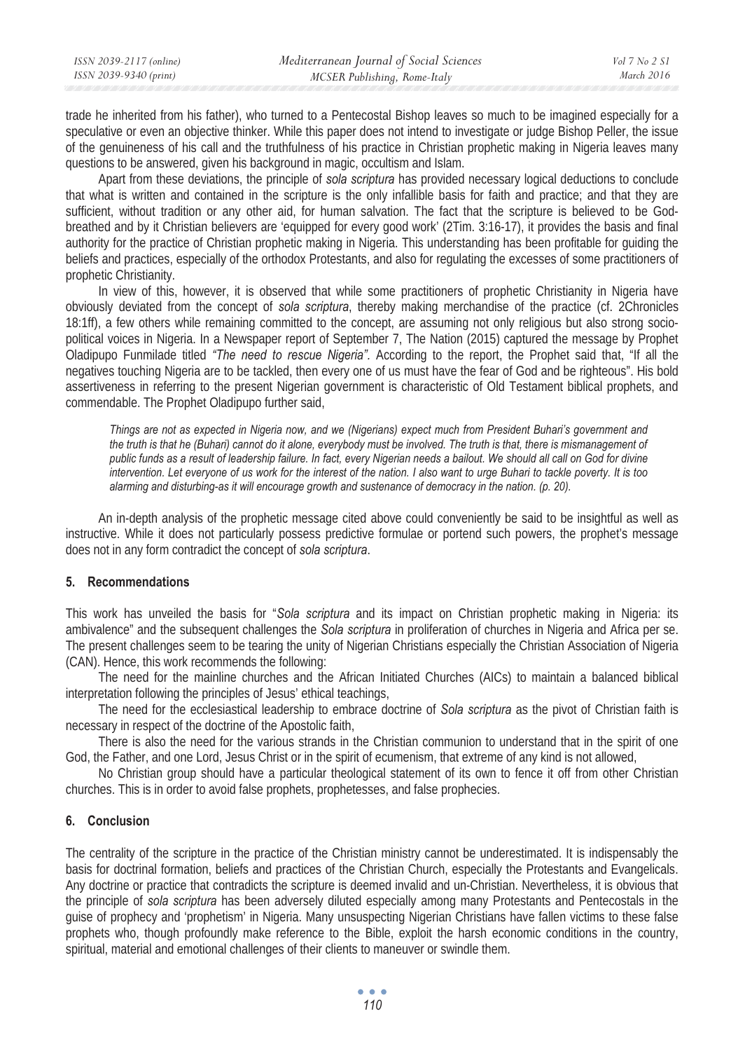trade he inherited from his father), who turned to a Pentecostal Bishop leaves so much to be imagined especially for a speculative or even an objective thinker. While this paper does not intend to investigate or judge Bishop Peller, the issue of the genuineness of his call and the truthfulness of his practice in Christian prophetic making in Nigeria leaves many questions to be answered, given his background in magic, occultism and Islam.

Apart from these deviations, the principle of *sola scriptura* has provided necessary logical deductions to conclude that what is written and contained in the scripture is the only infallible basis for faith and practice; and that they are sufficient, without tradition or any other aid, for human salvation. The fact that the scripture is believed to be God-breathed and by it Christian believers are 'equipped for every good work' (2Tim. 3:16-17), it provides the basis and final authority for the practice of Christian prophetic making in Nigeria. This understanding has been profitable for guiding the beliefs and practices, especially of the orthodox Protestants, and also for regulating the excesses of some practitioners of prophetic Christianity.

In view of this, however, it is observed that while some practitioners of prophetic Christianity in Nigeria have obviously deviated from the concept of *sola scriptura*, thereby making merchandise of the practice (cf. 2Chronicles 18:1ff), a few others while remaining committed to the concept, are assuming not only religious but also strong socio-political voices in Nigeria. In a Newspaper report of September 7, The Nation (2015) captured the message by Prophet Oladipupo Funmilade titled *"The need to rescue Nigeria".* According to the report, the Prophet said that, "If all the negatives touching Nigeria are to be tackled, then every one of us must have the fear of God and be righteous". His bold assertiveness in referring to the present Nigerian government is characteristic of Old Testament biblical prophets, and commendable. The Prophet Oladipupo further said,

> *Things are not as expected in Nigeria now, and we (Nigerians) expect much from President Buhari's government and the truth is that he (Buhari) cannot do it alone, everybody must be involved. The truth is that, there is mismanagement of public funds as a result of leadership failure. In fact, every Nigerian needs a bailout. We should all call on God for divine intervention. Let everyone of us work for the interest of the nation. I also want to urge Buhari to tackle poverty. It is too alarming and disturbing-as it will encourage growth and sustenance of democracy in the nation. (p. 20).*

An in-depth analysis of the prophetic message cited above could conveniently be said to be insightful as well as instructive. While it does not particularly possess predictive formulae or portend such powers, the prophet's message does not in any form contradict the concept of *sola scriptura*.

## 5. Recommendations

This work has unveiled the basis for "*Sola scriptura* and its impact on Christian prophetic making in Nigeria: its ambivalence" and the subsequent challenges the *Sola scriptura* in proliferation of churches in Nigeria and Africa per se. The present challenges seem to be tearing the unity of Nigerian Christians especially the Christian Association of Nigeria (CAN). Hence, this work recommends the following:

The need for the mainline churches and the African Initiated Churches (AICs) to maintain a balanced biblical interpretation following the principles of Jesus' ethical teachings,

The need for the ecclesiastical leadership to embrace doctrine of *Sola scriptura* as the pivot of Christian faith is necessary in respect of the doctrine of the Apostolic faith,

There is also the need for the various strands in the Christian communion to understand that in the spirit of one God, the Father, and one Lord, Jesus Christ or in the spirit of ecumenism, that extreme of any kind is not allowed,

No Christian group should have a particular theological statement of its own to fence it off from other Christian churches. This is in order to avoid false prophets, prophetesses, and false prophecies.

## 6. Conclusion

The centrality of the scripture in the practice of the Christian ministry cannot be underestimated. It is indispensably the basis for doctrinal formation, beliefs and practices of the Christian Church, especially the Protestants and Evangelicals. Any doctrine or practice that contradicts the scripture is deemed invalid and un-Christian. Nevertheless, it is obvious that the principle of *sola scriptura* has been adversely diluted especially among many Protestants and Pentecostals in the guise of prophecy and 'prophetism' in Nigeria. Many unsuspecting Nigerian Christians have fallen victims to these false prophets who, though profoundly make reference to the Bible, exploit the harsh economic conditions in the country, spiritual, material and emotional challenges of their clients to maneuver or swindle them.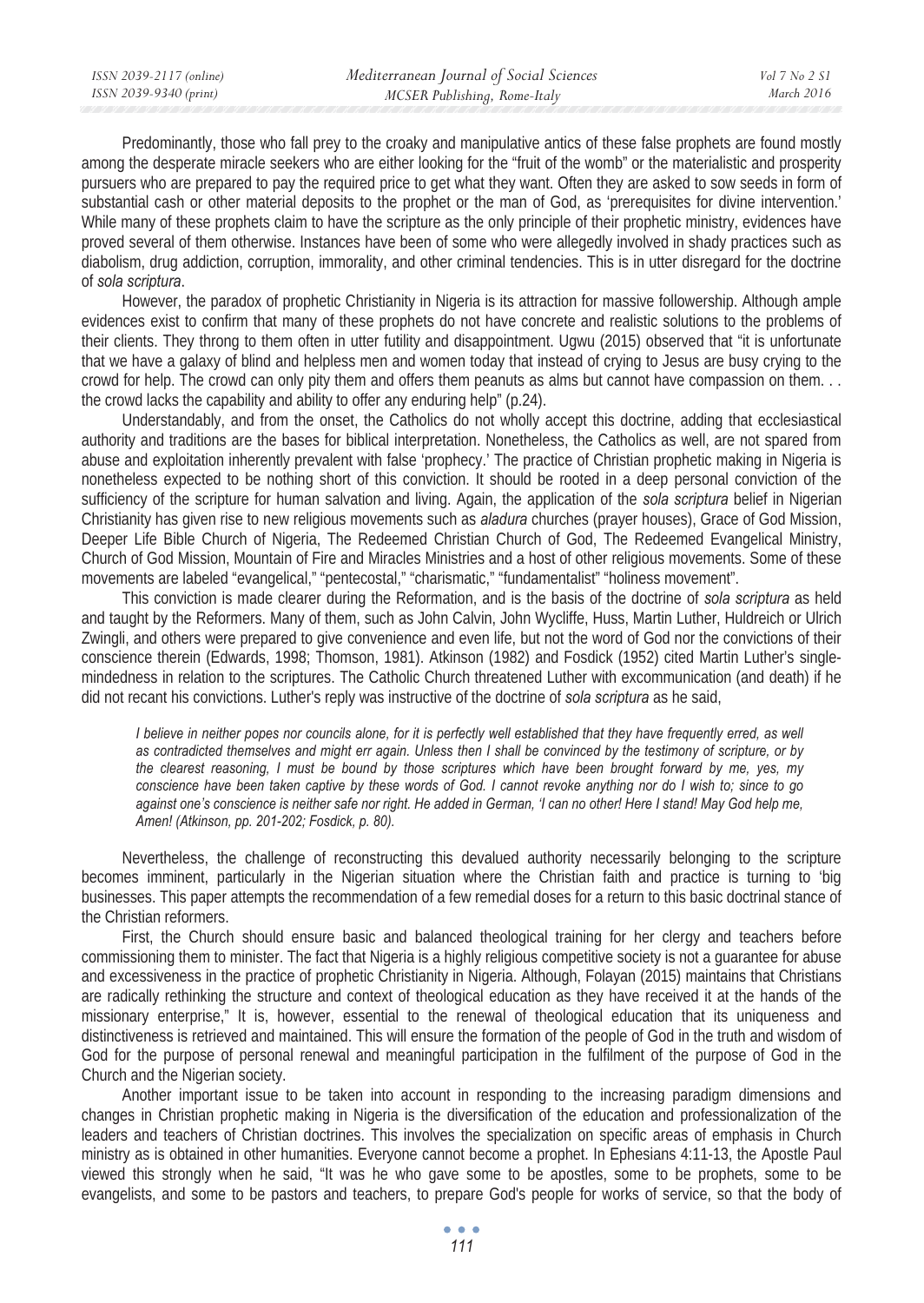Predominantly, those who fall prey to the croaky and manipulative antics of these false prophets are found mostly among the desperate miracle seekers who are either looking for the "fruit of the womb" or the materialistic and prosperity pursuers who are prepared to pay the required price to get what they want. Often they are asked to sow seeds in form of substantial cash or other material deposits to the prophet or the man of God, as 'prerequisites for divine intervention.' While many of these prophets claim to have the scripture as the only principle of their prophetic ministry, evidences have proved several of them otherwise. Instances have been of some who were allegedly involved in shady practices such as diabolism, drug addiction, corruption, immorality, and other criminal tendencies. This is in utter disregard for the doctrine of *sola scriptura*.

However, the paradox of prophetic Christianity in Nigeria is its attraction for massive followership. Although ample evidences exist to confirm that many of these prophets do not have concrete and realistic solutions to the problems of their clients. They throng to them often in utter futility and disappointment. Ugwu (2015) observed that "it is unfortunate that we have a galaxy of blind and helpless men and women today that instead of crying to Jesus are busy crying to the crowd for help. The crowd can only pity them and offers them peanuts as alms but cannot have compassion on them. . . the crowd lacks the capability and ability to offer any enduring help" (p.24).

Understandably, and from the onset, the Catholics do not wholly accept this doctrine, adding that ecclesiastical authority and traditions are the bases for biblical interpretation. Nonetheless, the Catholics as well, are not spared from abuse and exploitation inherently prevalent with false 'prophecy.' The practice of Christian prophetic making in Nigeria is nonetheless expected to be nothing short of this conviction. It should be rooted in a deep personal conviction of the sufficiency of the scripture for human salvation and living. Again, the application of the *sola scriptura* belief in Nigerian Christianity has given rise to new religious movements such as *aladura* churches (prayer houses), Grace of God Mission, Deeper Life Bible Church of Nigeria, The Redeemed Christian Church of God, The Redeemed Evangelical Ministry, Church of God Mission, Mountain of Fire and Miracles Ministries and a host of other religious movements. Some of these movements are labeled "evangelical," "pentecostal," "charismatic," "fundamentalist" "holiness movement".

This conviction is made clearer during the Reformation, and is the basis of the doctrine of *sola scriptura* as held and taught by the Reformers. Many of them, such as John Calvin, John Wycliffe, Huss, Martin Luther, Huldreich or Ulrich Zwingli, and others were prepared to give convenience and even life, but not the word of God nor the convictions of their conscience therein (Edwards, 1998; Thomson, 1981). Atkinson (1982) and Fosdick (1952) cited Martin Luther's single-mindedness in relation to the scriptures. The Catholic Church threatened Luther with excommunication (and death) if he did not recant his convictions. Luther's reply was instructive of the doctrine of *sola scriptura* as he said,

> *I believe in neither popes nor councils alone, for it is perfectly well established that they have frequently erred, as well as contradicted themselves and might err again. Unless then I shall be convinced by the testimony of scripture, or by the clearest reasoning, I must be bound by those scriptures which have been brought forward by me, yes, my conscience have been taken captive by these words of God. I cannot revoke anything nor do I wish to; since to go against one's conscience is neither safe nor right. He added in German, 'I can no other! Here I stand! May God help me, Amen! (Atkinson, pp. 201-202; Fosdick, p. 80).*

Nevertheless, the challenge of reconstructing this devalued authority necessarily belonging to the scripture becomes imminent, particularly in the Nigerian situation where the Christian faith and practice is turning to 'big businesses. This paper attempts the recommendation of a few remedial doses for a return to this basic doctrinal stance of the Christian reformers.

First, the Church should ensure basic and balanced theological training for her clergy and teachers before commissioning them to minister. The fact that Nigeria is a highly religious competitive society is not a guarantee for abuse and excessiveness in the practice of prophetic Christianity in Nigeria. Although, Folayan (2015) maintains that Christians are radically rethinking the structure and context of theological education as they have received it at the hands of the missionary enterprise," It is, however, essential to the renewal of theological education that its uniqueness and distinctiveness is retrieved and maintained. This will ensure the formation of the people of God in the truth and wisdom of God for the purpose of personal renewal and meaningful participation in the fulfilment of the purpose of God in the Church and the Nigerian society.

Another important issue to be taken into account in responding to the increasing paradigm dimensions and changes in Christian prophetic making in Nigeria is the diversification of the education and professionalization of the leaders and teachers of Christian doctrines. This involves the specialization on specific areas of emphasis in Church ministry as is obtained in other humanities. Everyone cannot become a prophet. In Ephesians 4:11-13, the Apostle Paul viewed this strongly when he said, "It was he who gave some to be apostles, some to be prophets, some to be evangelists, and some to be pastors and teachers, to prepare God's people for works of service, so that the body of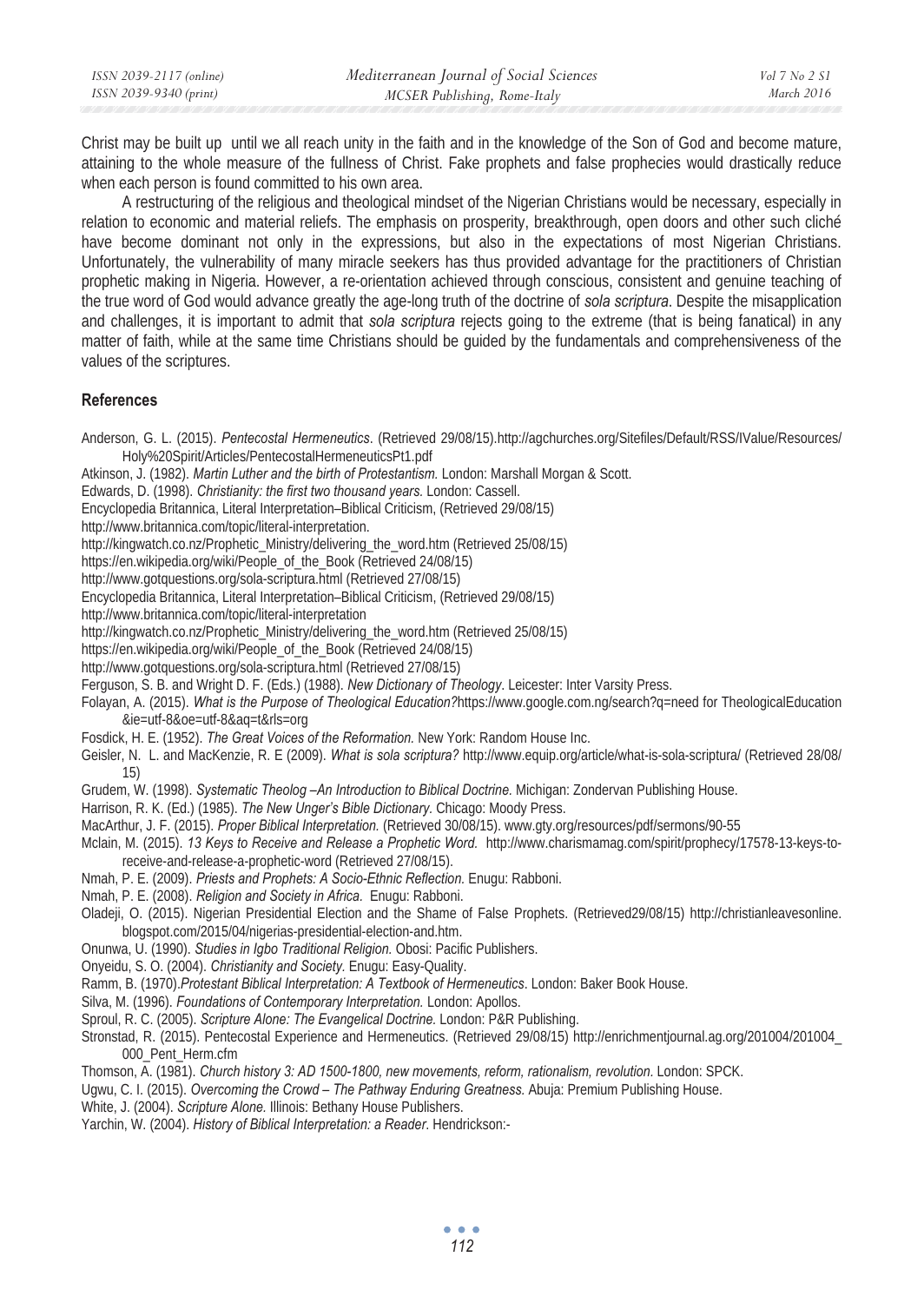Christ may be built up until we all reach unity in the faith and in the knowledge of the Son of God and become mature, attaining to the whole measure of the fullness of Christ. Fake prophets and false prophecies would drastically reduce when each person is found committed to his own area.

A restructuring of the religious and theological mindset of the Nigerian Christians would be necessary, especially in relation to economic and material reliefs. The emphasis on prosperity, breakthrough, open doors and other such cliché have become dominant not only in the expressions, but also in the expectations of most Nigerian Christians. Unfortunately, the vulnerability of many miracle seekers has thus provided advantage for the practitioners of Christian prophetic making in Nigeria. However, a re-orientation achieved through conscious, consistent and genuine teaching of the true word of God would advance greatly the age-long truth of the doctrine of *sola scriptura*. Despite the misapplication and challenges, it is important to admit that *sola scriptura* rejects going to the extreme (that is being fanatical) in any matter of faith, while at the same time Christians should be guided by the fundamentals and comprehensiveness of the values of the scriptures.

## References

Anderson, G. L. (2015). *Pentecostal Hermeneutics*. (Retrieved 29/08/15).http://agchurches.org/Sitefiles/Default/RSS/IValue/Resources/Holy%20Spirit/Articles/PentecostalHermeneuticsPt1.pdf

Atkinson, J. (1982). *Martin Luther and the birth of Protestantism.* London: Marshall Morgan & Scott.

Edwards, D. (1998). *Christianity: the first two thousand years.* London: Cassell.

Encyclopedia Britannica, Literal Interpretation–Biblical Criticism, (Retrieved 29/08/15)

http://www.britannica.com/topic/literal-interpretation.

http://kingwatch.co.nz/Prophetic_Ministry/delivering_the_word.htm (Retrieved 25/08/15)

https://en.wikipedia.org/wiki/People_of_the_Book (Retrieved 24/08/15)

http://www.gotquestions.org/sola-scriptura.html (Retrieved 27/08/15)

Encyclopedia Britannica, Literal Interpretation–Biblical Criticism, (Retrieved 29/08/15)

http://www.britannica.com/topic/literal-interpretation

http://kingwatch.co.nz/Prophetic_Ministry/delivering_the_word.htm (Retrieved 25/08/15)

https://en.wikipedia.org/wiki/People_of_the_Book (Retrieved 24/08/15)

http://www.gotquestions.org/sola-scriptura.html (Retrieved 27/08/15)

Ferguson, S. B. and Wright D. F. (Eds.) (1988). *New Dictionary of Theology*. Leicester: Inter Varsity Press.

Folayan, A. (2015). *What is the Purpose of Theological Education?*https://www.google.com.ng/search?q=need for TheologicalEducation &ie=utf-8&oe=utf-8&aq=t&rls=org

Fosdick, H. E. (1952). *The Great Voices of the Reformation.* New York: Random House Inc.

Geisler, N. L. and MacKenzie, R. E (2009). *What is sola scriptura?* http://www.equip.org/article/what-is-sola-scriptura/ (Retrieved 28/08/15)

Grudem, W. (1998). *Systematic Theolog –An Introduction to Biblical Doctrine.* Michigan: Zondervan Publishing House.

Harrison, R. K. (Ed.) (1985). *The New Unger's Bible Dictionary.* Chicago: Moody Press.

MacArthur, J. F. (2015). *Proper Biblical Interpretation.* (Retrieved 30/08/15). www.gty.org/resources/pdf/sermons/90-55

Mclain, M. (2015). *13 Keys to Receive and Release a Prophetic Word.* http://www.charismamag.com/spirit/prophecy/17578-13-keys-to-receive-and-release-a-prophetic-word (Retrieved 27/08/15).

Nmah, P. E. (2009). *Priests and Prophets: A Socio-Ethnic Reflection.* Enugu: Rabboni.

Nmah, P. E. (2008). *Religion and Society in Africa.* Enugu: Rabboni.

Oladeji, O. (2015). Nigerian Presidential Election and the Shame of False Prophets. (Retrieved29/08/15) http://christianleavesonline.blogspot.com/2015/04/nigerias-presidential-election-and.htm.

Onunwa, U. (1990). *Studies in Igbo Traditional Religion.* Obosi: Pacific Publishers.

Onyeidu, S. O. (2004). *Christianity and Society.* Enugu: Easy-Quality.

Ramm, B. (1970).*Protestant Biblical Interpretation: A Textbook of Hermeneutics*. London: Baker Book House.

Silva, M. (1996). *Foundations of Contemporary Interpretation.* London: Apollos.

Sproul, R. C. (2005). *Scripture Alone: The Evangelical Doctrine.* London: P&R Publishing.

Stronstad, R. (2015). Pentecostal Experience and Hermeneutics. (Retrieved 29/08/15) http://enrichmentjournal.ag.org/201004/201004_000_Pent_Herm.cfm

Thomson, A. (1981). *Church history 3: AD 1500-1800, new movements, reform, rationalism, revolution.* London: SPCK.

Ugwu, C. I. (2015). *Overcoming the Crowd – The Pathway Enduring Greatness.* Abuja: Premium Publishing House.

White, J. (2004). *Scripture Alone.* Illinois: Bethany House Publishers.

Yarchin, W. (2004). *History of Biblical Interpretation: a Reader*. Hendrickson:-